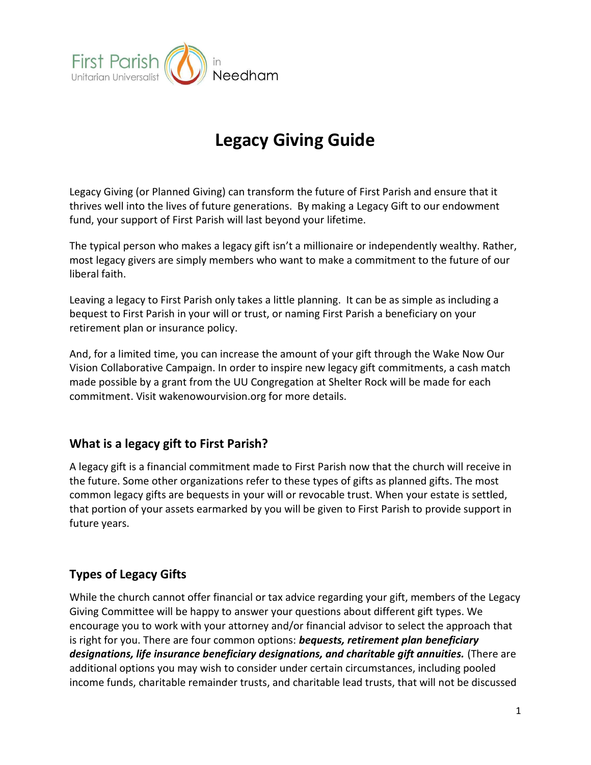First Parish Unitarian Universalist in Needham

# Legacy Giving Guide

Legacy Giving (or Planned Giving) can transform the future of First Parish and ensure that it thrives well into the lives of future generations. By making a Legacy Gift to our endowment fund, your support of First Parish will last beyond your lifetime.

The typical person who makes a legacy gift isn't a millionaire or independently wealthy. Rather, most legacy givers are simply members who want to make a commitment to the future of our liberal faith.

Leaving a legacy to First Parish only takes a little planning. It can be as simple as including a bequest to First Parish in your will or trust, or naming First Parish a beneficiary on your retirement plan or insurance policy.

And, for a limited time, you can increase the amount of your gift through the Wake Now Our Vision Collaborative Campaign. In order to inspire new legacy gift commitments, a cash match made possible by a grant from the UU Congregation at Shelter Rock will be made for each commitment. Visit wakenowourvision.org for more details.

## What is a legacy gift to First Parish?

A legacy gift is a financial commitment made to First Parish now that the church will receive in the future. Some other organizations refer to these types of gifts as planned gifts. The most common legacy gifts are bequests in your will or revocable trust. When your estate is settled, that portion of your assets earmarked by you will be given to First Parish to provide support in future years.

## Types of Legacy Gifts

While the church cannot offer financial or tax advice regarding your gift, members of the Legacy Giving Committee will be happy to answer your questions about different gift types. We encourage you to work with your attorney and/or financial advisor to select the approach that is right for you. There are four common options: ***bequests, retirement plan beneficiary designations, life insurance beneficiary designations, and charitable gift annuities.*** (There are additional options you may wish to consider under certain circumstances, including pooled income funds, charitable remainder trusts, and charitable lead trusts, that will not be discussed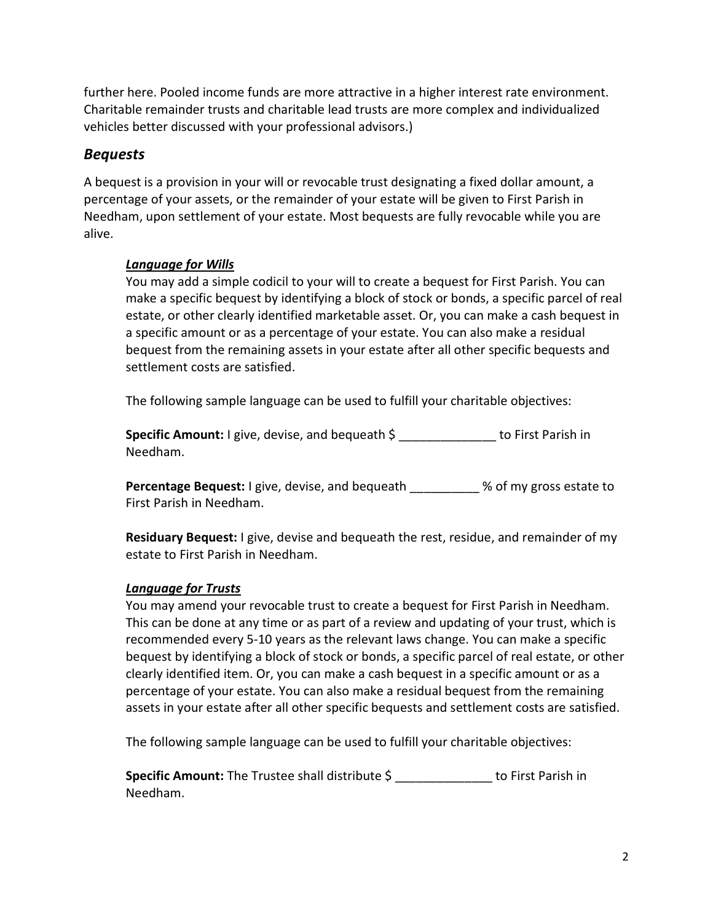further here. Pooled income funds are more attractive in a higher interest rate environment. Charitable remainder trusts and charitable lead trusts are more complex and individualized vehicles better discussed with your professional advisors.)

## *Bequests*

A bequest is a provision in your will or revocable trust designating a fixed dollar amount, a percentage of your assets, or the remainder of your estate will be given to First Parish in Needham, upon settlement of your estate. Most bequests are fully revocable while you are alive.

### ***Language for Wills***

You may add a simple codicil to your will to create a bequest for First Parish. You can make a specific bequest by identifying a block of stock or bonds, a specific parcel of real estate, or other clearly identified marketable asset. Or, you can make a cash bequest in a specific amount or as a percentage of your estate. You can also make a residual bequest from the remaining assets in your estate after all other specific bequests and settlement costs are satisfied.

The following sample language can be used to fulfill your charitable objectives:

**Specific Amount:** I give, devise, and bequeath $ ______________ to First Parish in Needham.

**Percentage Bequest:** I give, devise, and bequeath __________ % of my gross estate to First Parish in Needham.

**Residuary Bequest:** I give, devise and bequeath the rest, residue, and remainder of my estate to First Parish in Needham.

### ***Language for Trusts***

You may amend your revocable trust to create a bequest for First Parish in Needham. This can be done at any time or as part of a review and updating of your trust, which is recommended every 5-10 years as the relevant laws change. You can make a specific bequest by identifying a block of stock or bonds, a specific parcel of real estate, or other clearly identified item. Or, you can make a cash bequest in a specific amount or as a percentage of your estate. You can also make a residual bequest from the remaining assets in your estate after all other specific bequests and settlement costs are satisfied.

The following sample language can be used to fulfill your charitable objectives:

**Specific Amount:** The Trustee shall distribute $ ______________ to First Parish in Needham.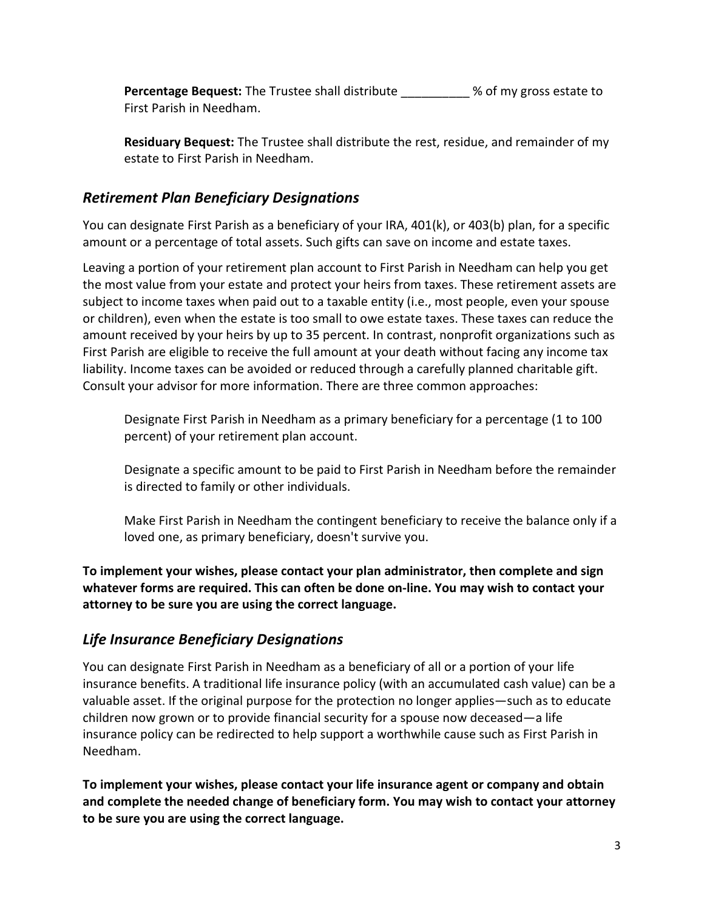**Percentage Bequest:** The Trustee shall distribute __________ % of my gross estate to First Parish in Needham.

**Residuary Bequest:** The Trustee shall distribute the rest, residue, and remainder of my estate to First Parish in Needham.

## *Retirement Plan Beneficiary Designations*

You can designate First Parish as a beneficiary of your IRA, 401(k), or 403(b) plan, for a specific amount or a percentage of total assets. Such gifts can save on income and estate taxes.

Leaving a portion of your retirement plan account to First Parish in Needham can help you get the most value from your estate and protect your heirs from taxes. These retirement assets are subject to income taxes when paid out to a taxable entity (i.e., most people, even your spouse or children), even when the estate is too small to owe estate taxes. These taxes can reduce the amount received by your heirs by up to 35 percent. In contrast, nonprofit organizations such as First Parish are eligible to receive the full amount at your death without facing any income tax liability. Income taxes can be avoided or reduced through a carefully planned charitable gift. Consult your advisor for more information. There are three common approaches:

Designate First Parish in Needham as a primary beneficiary for a percentage (1 to 100 percent) of your retirement plan account.

Designate a specific amount to be paid to First Parish in Needham before the remainder is directed to family or other individuals.

Make First Parish in Needham the contingent beneficiary to receive the balance only if a loved one, as primary beneficiary, doesn't survive you.

**To implement your wishes, please contact your plan administrator, then complete and sign whatever forms are required. This can often be done on-line. You may wish to contact your attorney to be sure you are using the correct language.**

## *Life Insurance Beneficiary Designations*

You can designate First Parish in Needham as a beneficiary of all or a portion of your life insurance benefits. A traditional life insurance policy (with an accumulated cash value) can be a valuable asset. If the original purpose for the protection no longer applies—such as to educate children now grown or to provide financial security for a spouse now deceased—a life insurance policy can be redirected to help support a worthwhile cause such as First Parish in Needham.

**To implement your wishes, please contact your life insurance agent or company and obtain and complete the needed change of beneficiary form. You may wish to contact your attorney to be sure you are using the correct language.**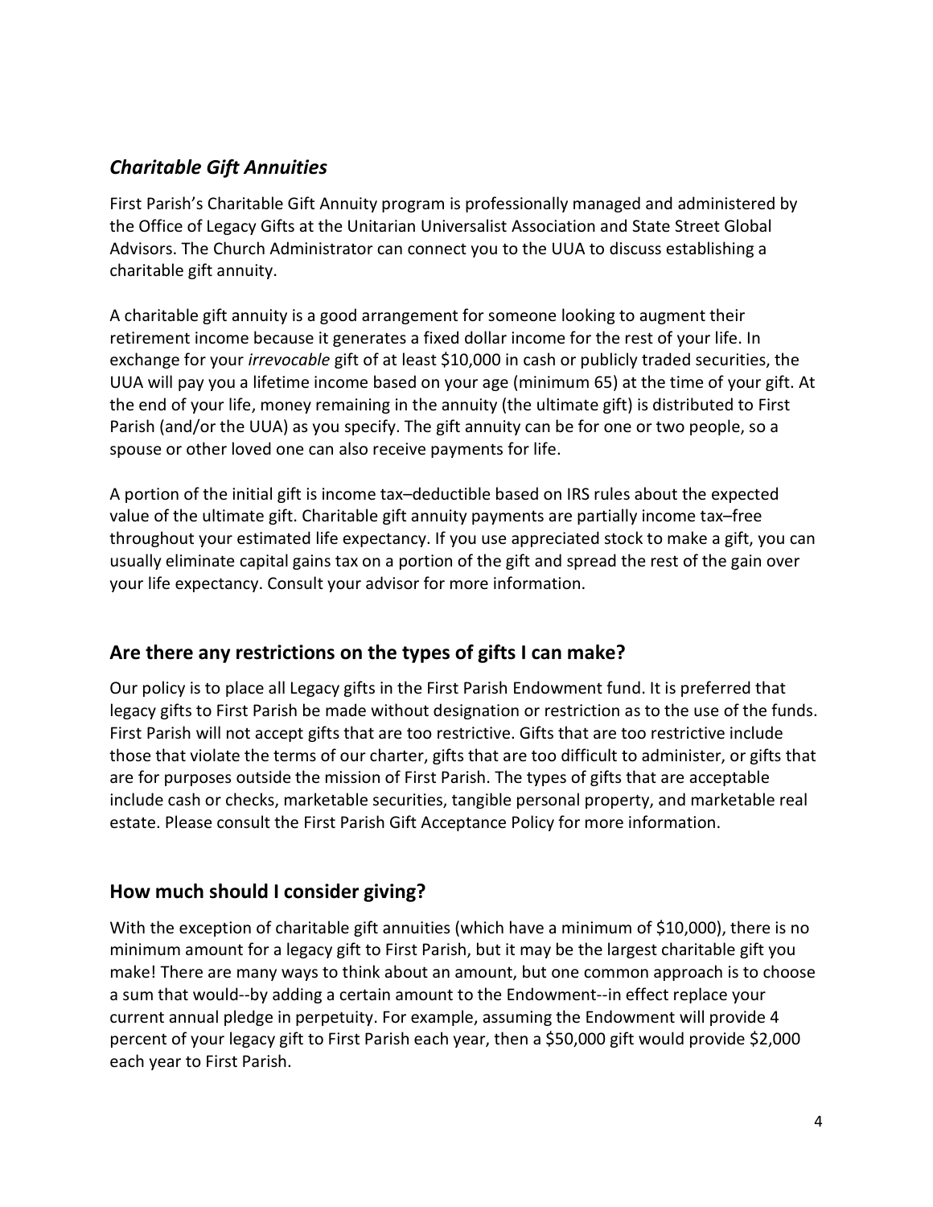### *Charitable Gift Annuities*

First Parish's Charitable Gift Annuity program is professionally managed and administered by the Office of Legacy Gifts at the Unitarian Universalist Association and State Street Global Advisors. The Church Administrator can connect you to the UUA to discuss establishing a charitable gift annuity.

A charitable gift annuity is a good arrangement for someone looking to augment their retirement income because it generates a fixed dollar income for the rest of your life. In exchange for your *irrevocable* gift of at least $10,000 in cash or publicly traded securities, the UUA will pay you a lifetime income based on your age (minimum 65) at the time of your gift. At the end of your life, money remaining in the annuity (the ultimate gift) is distributed to First Parish (and/or the UUA) as you specify. The gift annuity can be for one or two people, so a spouse or other loved one can also receive payments for life.

A portion of the initial gift is income tax–deductible based on IRS rules about the expected value of the ultimate gift. Charitable gift annuity payments are partially income tax–free throughout your estimated life expectancy. If you use appreciated stock to make a gift, you can usually eliminate capital gains tax on a portion of the gift and spread the rest of the gain over your life expectancy. Consult your advisor for more information.

## Are there any restrictions on the types of gifts I can make?

Our policy is to place all Legacy gifts in the First Parish Endowment fund. It is preferred that legacy gifts to First Parish be made without designation or restriction as to the use of the funds. First Parish will not accept gifts that are too restrictive. Gifts that are too restrictive include those that violate the terms of our charter, gifts that are too difficult to administer, or gifts that are for purposes outside the mission of First Parish. The types of gifts that are acceptable include cash or checks, marketable securities, tangible personal property, and marketable real estate. Please consult the First Parish Gift Acceptance Policy for more information.

## How much should I consider giving?

With the exception of charitable gift annuities (which have a minimum of $10,000), there is no minimum amount for a legacy gift to First Parish, but it may be the largest charitable gift you make! There are many ways to think about an amount, but one common approach is to choose a sum that would--by adding a certain amount to the Endowment--in effect replace your current annual pledge in perpetuity. For example, assuming the Endowment will provide 4 percent of your legacy gift to First Parish each year, then a $50,000 gift would provide $2,000 each year to First Parish.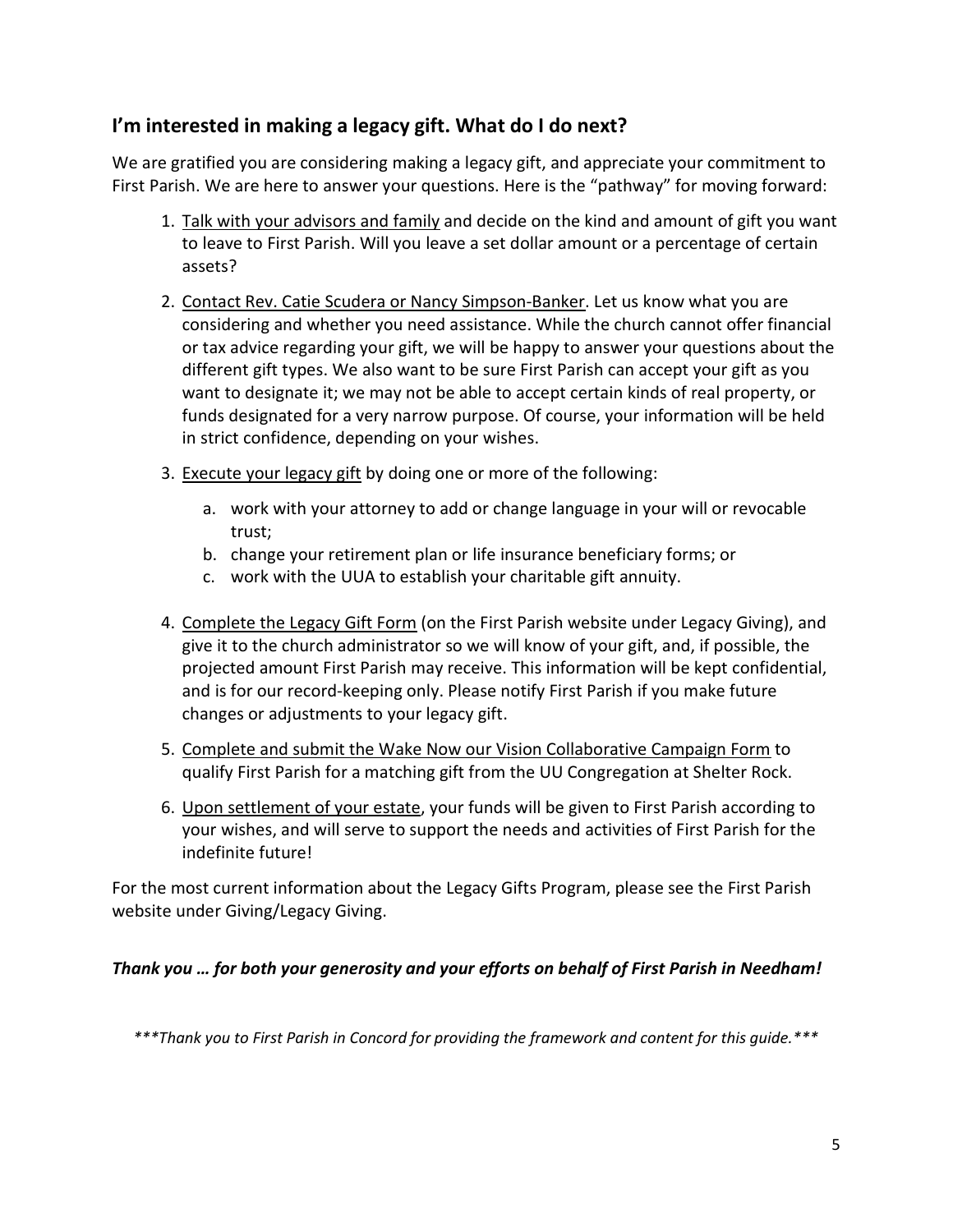## I'm interested in making a legacy gift. What do I do next?

We are gratified you are considering making a legacy gift, and appreciate your commitment to First Parish. We are here to answer your questions. Here is the "pathway" for moving forward:

1. Talk with your advisors and family and decide on the kind and amount of gift you want to leave to First Parish. Will you leave a set dollar amount or a percentage of certain assets?

2. Contact Rev. Catie Scudera or Nancy Simpson-Banker. Let us know what you are considering and whether you need assistance. While the church cannot offer financial or tax advice regarding your gift, we will be happy to answer your questions about the different gift types. We also want to be sure First Parish can accept your gift as you want to designate it; we may not be able to accept certain kinds of real property, or funds designated for a very narrow purpose. Of course, your information will be held in strict confidence, depending on your wishes.

3. Execute your legacy gift by doing one or more of the following:

    a. work with your attorney to add or change language in your will or revocable trust;
    b. change your retirement plan or life insurance beneficiary forms; or
    c. work with the UUA to establish your charitable gift annuity.

4. Complete the Legacy Gift Form (on the First Parish website under Legacy Giving), and give it to the church administrator so we will know of your gift, and, if possible, the projected amount First Parish may receive. This information will be kept confidential, and is for our record-keeping only. Please notify First Parish if you make future changes or adjustments to your legacy gift.

5. Complete and submit the Wake Now our Vision Collaborative Campaign Form to qualify First Parish for a matching gift from the UU Congregation at Shelter Rock.

6. Upon settlement of your estate, your funds will be given to First Parish according to your wishes, and will serve to support the needs and activities of First Parish for the indefinite future!

For the most current information about the Legacy Gifts Program, please see the First Parish website under Giving/Legacy Giving.

***Thank you … for both your generosity and your efforts on behalf of First Parish in Needham!***

****Thank you to First Parish in Concord for providing the framework and content for this guide.****